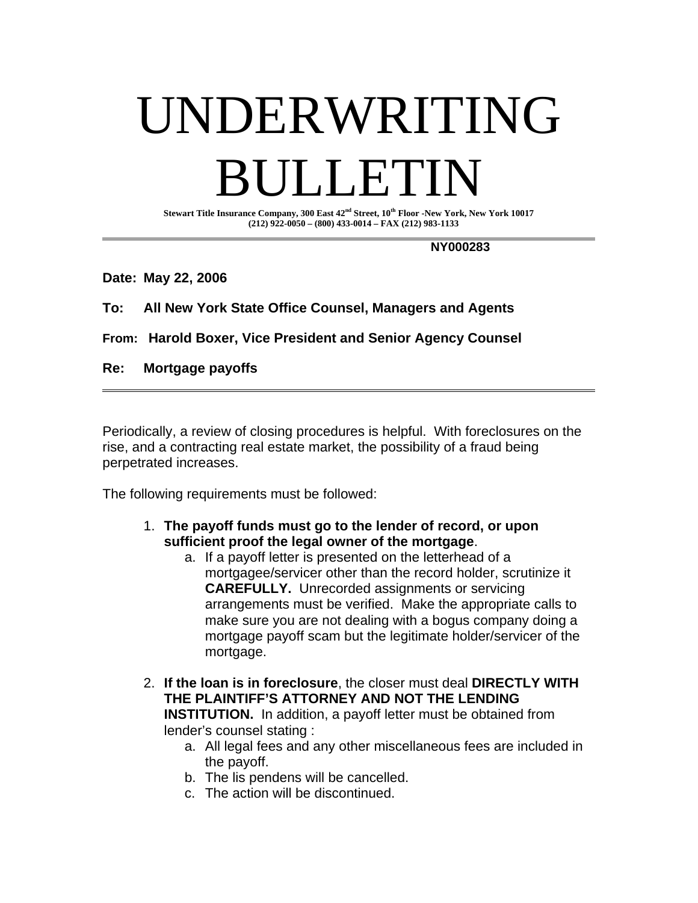# UNDERWRITING BULLETIN

**Stewart Title Insurance Company, 300 East 42nd Street, 10th Floor -New York, New York 10017**
**(212) 922-0050 – (800) 433-0014 – FAX (212) 983-1133**

---

**NY000283**

**Date: May 22, 2006**

**To: All New York State Office Counsel, Managers and Agents**

**From: Harold Boxer, Vice President and Senior Agency Counsel**

**Re: Mortgage payoffs**

---

Periodically, a review of closing procedures is helpful. With foreclosures on the rise, and a contracting real estate market, the possibility of a fraud being perpetrated increases.

The following requirements must be followed:

1. **The payoff funds must go to the lender of record, or upon sufficient proof the legal owner of the mortgage**.
   a. If a payoff letter is presented on the letterhead of a mortgagee/servicer other than the record holder, scrutinize it **CAREFULLY.** Unrecorded assignments or servicing arrangements must be verified. Make the appropriate calls to make sure you are not dealing with a bogus company doing a mortgage payoff scam but the legitimate holder/servicer of the mortgage.

2. **If the loan is in foreclosure**, the closer must deal **DIRECTLY WITH THE PLAINTIFF'S ATTORNEY AND NOT THE LENDING INSTITUTION.** In addition, a payoff letter must be obtained from lender's counsel stating :
   a. All legal fees and any other miscellaneous fees are included in the payoff.
   b. The lis pendens will be cancelled.
   c. The action will be discontinued.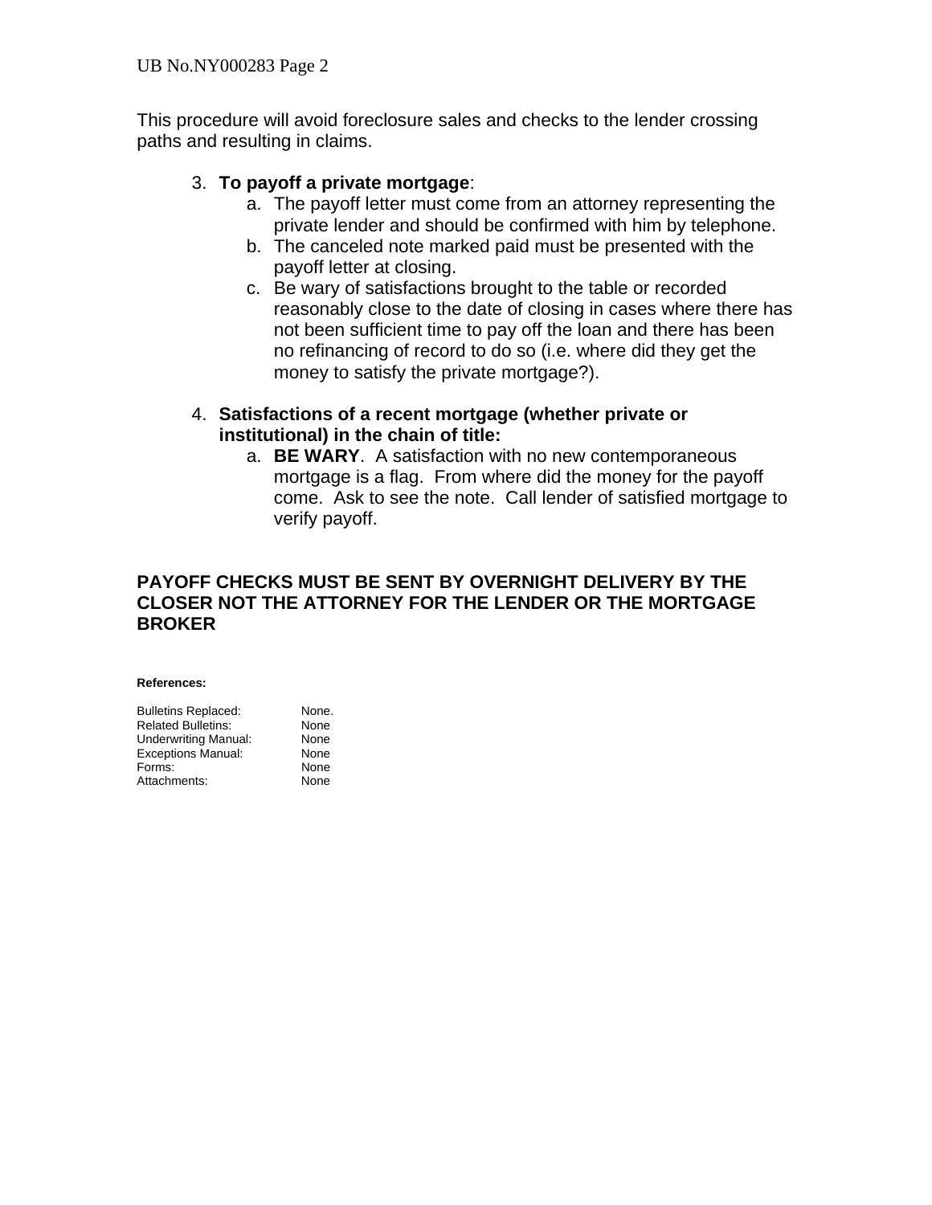This procedure will avoid foreclosure sales and checks to the lender crossing paths and resulting in claims.

3. **To payoff a private mortgage**:
   a. The payoff letter must come from an attorney representing the private lender and should be confirmed with him by telephone.
   b. The canceled note marked paid must be presented with the payoff letter at closing.
   c. Be wary of satisfactions brought to the table or recorded reasonably close to the date of closing in cases where there has not been sufficient time to pay off the loan and there has been no refinancing of record to do so (i.e. where did they get the money to satisfy the private mortgage?).

4. **Satisfactions of a recent mortgage (whether private or institutional) in the chain of title:**
   a. **BE WARY**. A satisfaction with no new contemporaneous mortgage is a flag. From where did the money for the payoff come. Ask to see the note. Call lender of satisfied mortgage to verify payoff.

**PAYOFF CHECKS MUST BE SENT BY OVERNIGHT DELIVERY BY THE CLOSER NOT THE ATTORNEY FOR THE LENDER OR THE MORTGAGE BROKER**

**References:**

| | |
|---|---|
| Bulletins Replaced: | None. |
| Related Bulletins: | None |
| Underwriting Manual: | None |
| Exceptions Manual: | None |
| Forms: | None |
| Attachments: | None |